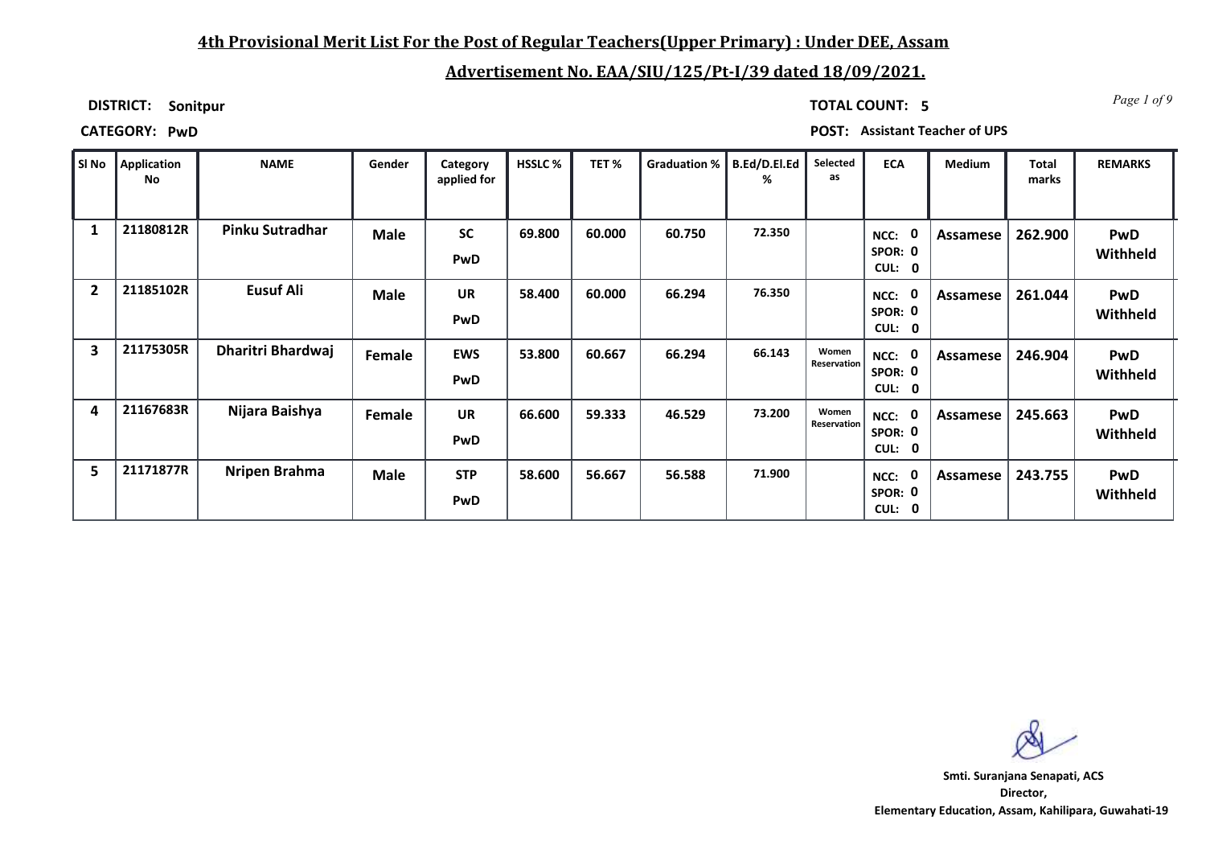## 4th Provisional Merit List For the Post of Regular Teachers(Upper Primary) : Under DEE, Assam

## Advertisement No. EAA/SIU/125/Pt-I/39 dated 18/09/2021.

**DISTRICT:** Sonitpur

**TOTAL COUNT:** 5

**CATEGORY:** PwD

**POST:** Assistant Teacher of UPS

| Sl No | Application No | NAME | Gender | Category applied for | HSSLC % | TET % | Graduation % | B.Ed/D.El.Ed % | Selected as | ECA | Medium | Total marks | REMARKS |
|---|---|---|---|---|---|---|---|---|---|---|---|---|---|
| 1 | 21180812R | Pinku Sutradhar | Male | SC PwD | 69.800 | 60.000 | 60.750 | 72.350 | | NCC: 0 SPOR: 0 CUL: 0 | Assamese | 262.900 | PwD Withheld |
| 2 | 21185102R | Eusuf Ali | Male | UR PwD | 58.400 | 60.000 | 66.294 | 76.350 | | NCC: 0 SPOR: 0 CUL: 0 | Assamese | 261.044 | PwD Withheld |
| 3 | 21175305R | Dharitri Bhardwaj | Female | EWS PwD | 53.800 | 60.667 | 66.294 | 66.143 | Women Reservation | NCC: 0 SPOR: 0 CUL: 0 | Assamese | 246.904 | PwD Withheld |
| 4 | 21167683R | Nijara Baishya | Female | UR PwD | 66.600 | 59.333 | 46.529 | 73.200 | Women Reservation | NCC: 0 SPOR: 0 CUL: 0 | Assamese | 245.663 | PwD Withheld |
| 5 | 21171877R | Nripen Brahma | Male | STP PwD | 58.600 | 56.667 | 56.588 | 71.900 | | NCC: 0 SPOR: 0 CUL: 0 | Assamese | 243.755 | PwD Withheld |

Smti. Suranjana Senapati, ACS
Director,
Elementary Education, Assam, Kahilipara, Guwahati-19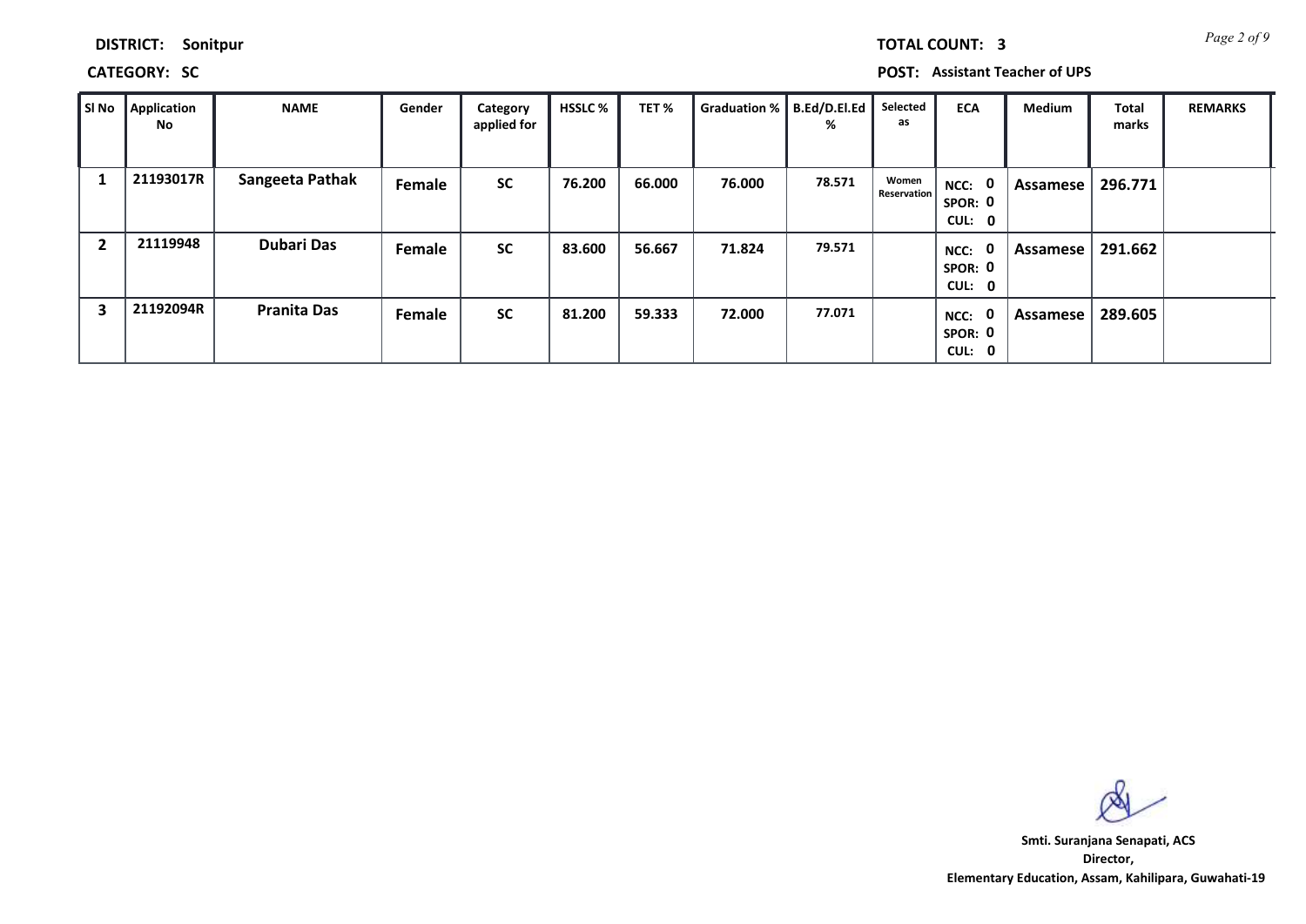**DISTRICT:** Sonitpur

**TOTAL COUNT:** 3

**CATEGORY:** SC

**POST:** Assistant Teacher of UPS

| Sl No | Application No | NAME | Gender | Category applied for | HSSLC % | TET % | Graduation % | B.Ed/D.El.Ed % | Selected as | ECA | Medium | Total marks | REMARKS |
|---|---|---|---|---|---|---|---|---|---|---|---|---|---|
| 1 | 21193017R | Sangeeta Pathak | Female | SC | 76.200 | 66.000 | 76.000 | 78.571 | Women Reservation | NCC: 0 SPOR: 0 CUL: 0 | Assamese | 296.771 | |
| 2 | 21119948 | Dubari Das | Female | SC | 83.600 | 56.667 | 71.824 | 79.571 | | NCC: 0 SPOR: 0 CUL: 0 | Assamese | 291.662 | |
| 3 | 21192094R | Pranita Das | Female | SC | 81.200 | 59.333 | 72.000 | 77.071 | | NCC: 0 SPOR: 0 CUL: 0 | Assamese | 289.605 | |

**Smti. Suranjana Senapati, ACS**
**Director,**
**Elementary Education, Assam, Kahilipara, Guwahati-19**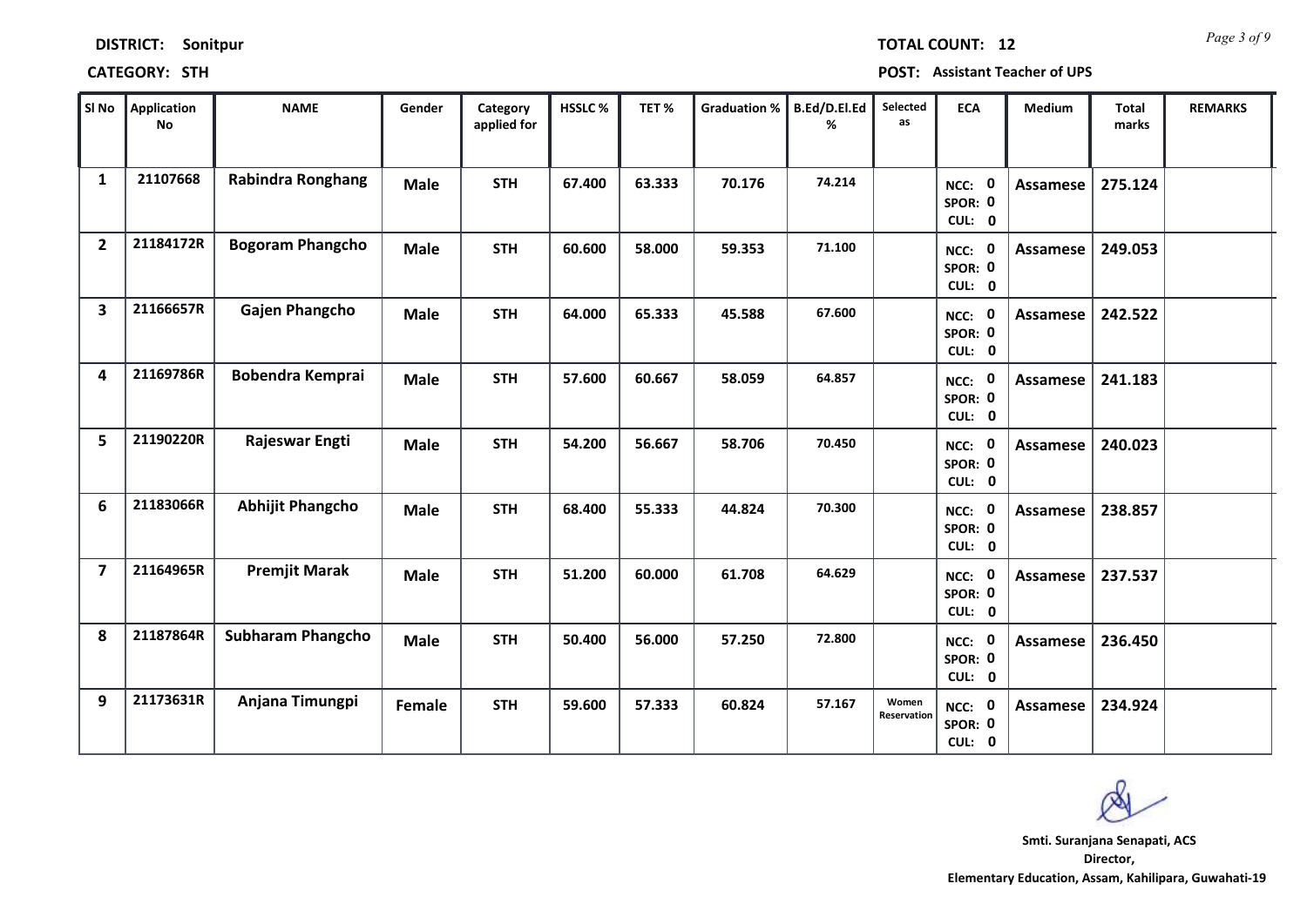**DISTRICT:** Sonitpur

**TOTAL COUNT:** 12

**CATEGORY:** STH

**POST:** Assistant Teacher of UPS

| Sl No | Application No | NAME | Gender | Category applied for | HSSLC % | TET % | Graduation % | B.Ed/D.El.Ed % | Selected as | ECA | Medium | Total marks | REMARKS |
|---|---|---|---|---|---|---|---|---|---|---|---|---|---|
| 1 | 21107668 | Rabindra Ronghang | Male | STH | 67.400 | 63.333 | 70.176 | 74.214 | | NCC: 0 SPOR: 0 CUL: 0 | Assamese | 275.124 | |
| 2 | 21184172R | Bogoram Phangcho | Male | STH | 60.600 | 58.000 | 59.353 | 71.100 | | NCC: 0 SPOR: 0 CUL: 0 | Assamese | 249.053 | |
| 3 | 21166657R | Gajen Phangcho | Male | STH | 64.000 | 65.333 | 45.588 | 67.600 | | NCC: 0 SPOR: 0 CUL: 0 | Assamese | 242.522 | |
| 4 | 21169786R | Bobendra Kemprai | Male | STH | 57.600 | 60.667 | 58.059 | 64.857 | | NCC: 0 SPOR: 0 CUL: 0 | Assamese | 241.183 | |
| 5 | 21190220R | Rajeswar Engti | Male | STH | 54.200 | 56.667 | 58.706 | 70.450 | | NCC: 0 SPOR: 0 CUL: 0 | Assamese | 240.023 | |
| 6 | 21183066R | Abhijit Phangcho | Male | STH | 68.400 | 55.333 | 44.824 | 70.300 | | NCC: 0 SPOR: 0 CUL: 0 | Assamese | 238.857 | |
| 7 | 21164965R | Premjit Marak | Male | STH | 51.200 | 60.000 | 61.708 | 64.629 | | NCC: 0 SPOR: 0 CUL: 0 | Assamese | 237.537 | |
| 8 | 21187864R | Subharam Phangcho | Male | STH | 50.400 | 56.000 | 57.250 | 72.800 | | NCC: 0 SPOR: 0 CUL: 0 | Assamese | 236.450 | |
| 9 | 21173631R | Anjana Timungpi | Female | STH | 59.600 | 57.333 | 60.824 | 57.167 | Women Reservation | NCC: 0 SPOR: 0 CUL: 0 | Assamese | 234.924 | |

Smti. Suranjana Senapati, ACS
Director,
Elementary Education, Assam, Kahilipara, Guwahati-19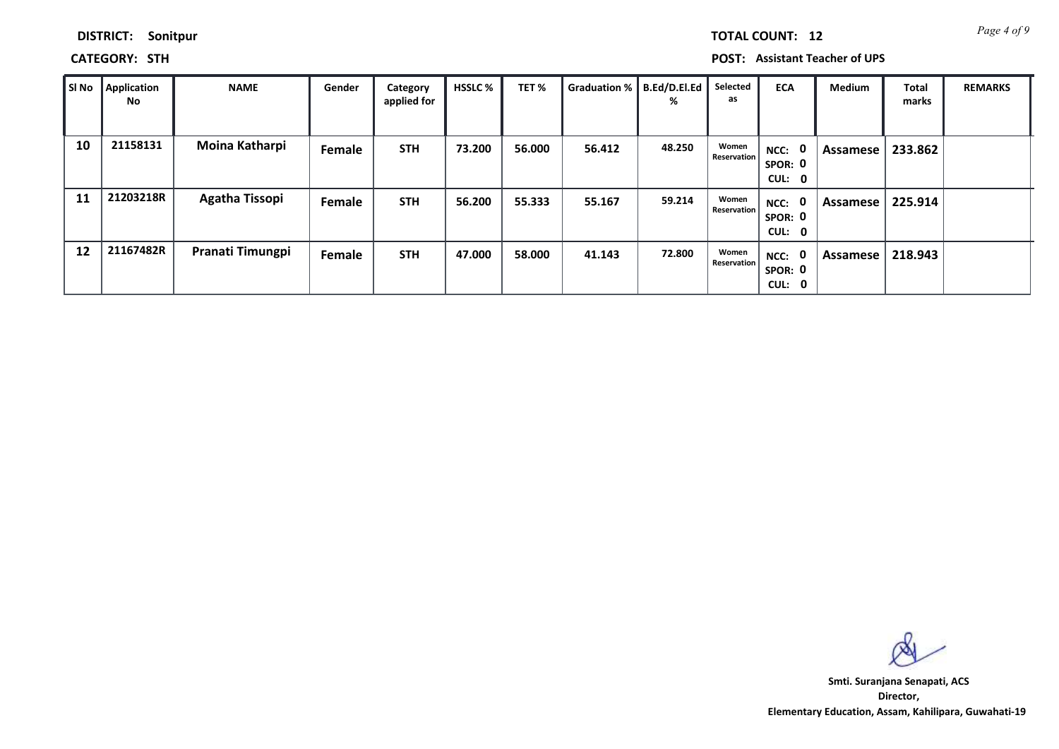**DISTRICT:** Sonitpur

**TOTAL COUNT:** 12

**CATEGORY:** STH

**POST:** Assistant Teacher of UPS

| Sl No | Application No | NAME | Gender | Category applied for | HSSLC % | TET % | Graduation % | B.Ed/D.El.Ed % | Selected as | ECA | Medium | Total marks | REMARKS |
|---|---|---|---|---|---|---|---|---|---|---|---|---|---|
| 10 | 21158131 | Moina Katharpi | Female | STH | 73.200 | 56.000 | 56.412 | 48.250 | Women Reservation | NCC: 0 SPOR: 0 CUL: 0 | Assamese | 233.862 | |
| 11 | 21203218R | Agatha Tissopi | Female | STH | 56.200 | 55.333 | 55.167 | 59.214 | Women Reservation | NCC: 0 SPOR: 0 CUL: 0 | Assamese | 225.914 | |
| 12 | 21167482R | Pranati Timungpi | Female | STH | 47.000 | 58.000 | 41.143 | 72.800 | Women Reservation | NCC: 0 SPOR: 0 CUL: 0 | Assamese | 218.943 | |

**Smti. Suranjana Senapati, ACS**
**Director,**
**Elementary Education, Assam, Kahilipara, Guwahati-19**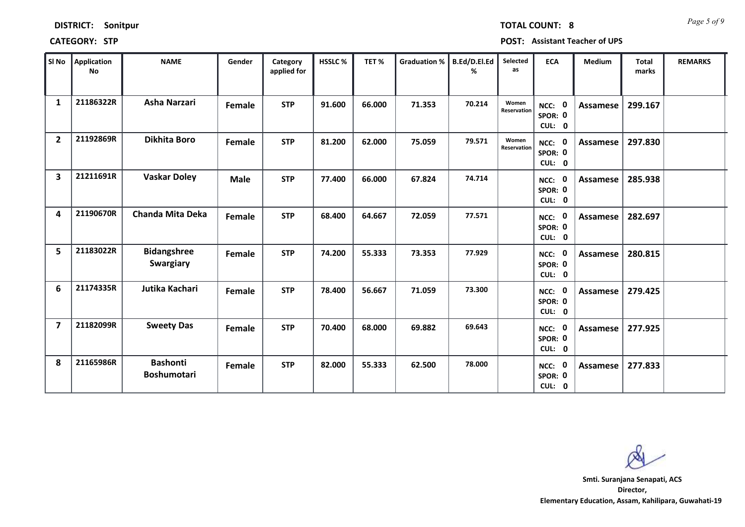**DISTRICT:** Sonitpur

**TOTAL COUNT:** 8

**CATEGORY:** STP

**POST:** Assistant Teacher of UPS

| Sl No | Application No | NAME | Gender | Category applied for | HSSLC % | TET % | Graduation % | B.Ed/D.El.Ed % | Selected as | ECA | Medium | Total marks | REMARKS |
|---|---|---|---|---|---|---|---|---|---|---|---|---|---|
| 1 | 21186322R | Asha Narzari | Female | STP | 91.600 | 66.000 | 71.353 | 70.214 | Women Reservation | NCC: 0 SPOR: 0 CUL: 0 | Assamese | 299.167 | |
| 2 | 21192869R | Dikhita Boro | Female | STP | 81.200 | 62.000 | 75.059 | 79.571 | Women Reservation | NCC: 0 SPOR: 0 CUL: 0 | Assamese | 297.830 | |
| 3 | 21211691R | Vaskar Doley | Male | STP | 77.400 | 66.000 | 67.824 | 74.714 | | NCC: 0 SPOR: 0 CUL: 0 | Assamese | 285.938 | |
| 4 | 21190670R | Chanda Mita Deka | Female | STP | 68.400 | 64.667 | 72.059 | 77.571 | | NCC: 0 SPOR: 0 CUL: 0 | Assamese | 282.697 | |
| 5 | 21183022R | Bidangshree Swargiary | Female | STP | 74.200 | 55.333 | 73.353 | 77.929 | | NCC: 0 SPOR: 0 CUL: 0 | Assamese | 280.815 | |
| 6 | 21174335R | Jutika Kachari | Female | STP | 78.400 | 56.667 | 71.059 | 73.300 | | NCC: 0 SPOR: 0 CUL: 0 | Assamese | 279.425 | |
| 7 | 21182099R | Sweety Das | Female | STP | 70.400 | 68.000 | 69.882 | 69.643 | | NCC: 0 SPOR: 0 CUL: 0 | Assamese | 277.925 | |
| 8 | 21165986R | Bashonti Boshumotari | Female | STP | 82.000 | 55.333 | 62.500 | 78.000 | | NCC: 0 SPOR: 0 CUL: 0 | Assamese | 277.833 | |

**Smti. Suranjana Senapati, ACS**
**Director,**
**Elementary Education, Assam, Kahilipara, Guwahati-19**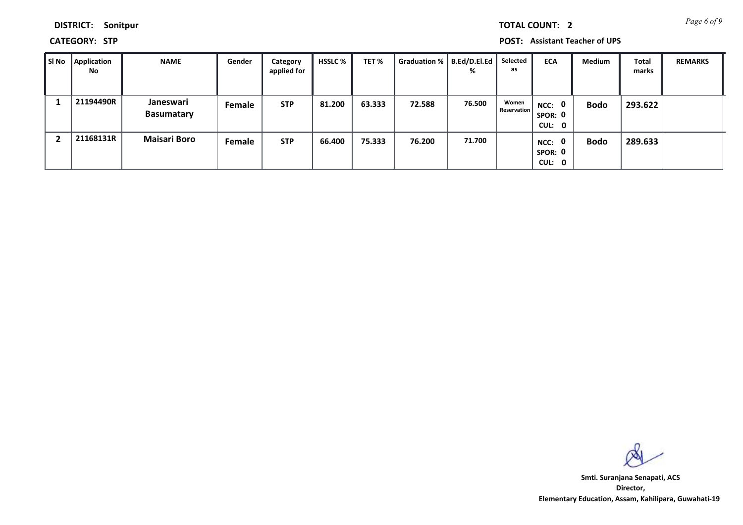**DISTRICT:** Sonitpur

**TOTAL COUNT:** 2

**CATEGORY:** STP

**POST:** Assistant Teacher of UPS

| Sl No | Application No | NAME | Gender | Category applied for | HSSLC % | TET % | Graduation % | B.Ed/D.El.Ed % | Selected as | ECA | Medium | Total marks | REMARKS |
|---|---|---|---|---|---|---|---|---|---|---|---|---|---|
| 1 | 21194490R | Janeswari Basumatary | Female | STP | 81.200 | 63.333 | 72.588 | 76.500 | Women Reservation | NCC: 0 SPOR: 0 CUL: 0 | Bodo | 293.622 | |
| 2 | 21168131R | Maisari Boro | Female | STP | 66.400 | 75.333 | 76.200 | 71.700 | | NCC: 0 SPOR: 0 CUL: 0 | Bodo | 289.633 | |

Smti. Suranjana Senapati, ACS
Director,
Elementary Education, Assam, Kahilipara, Guwahati-19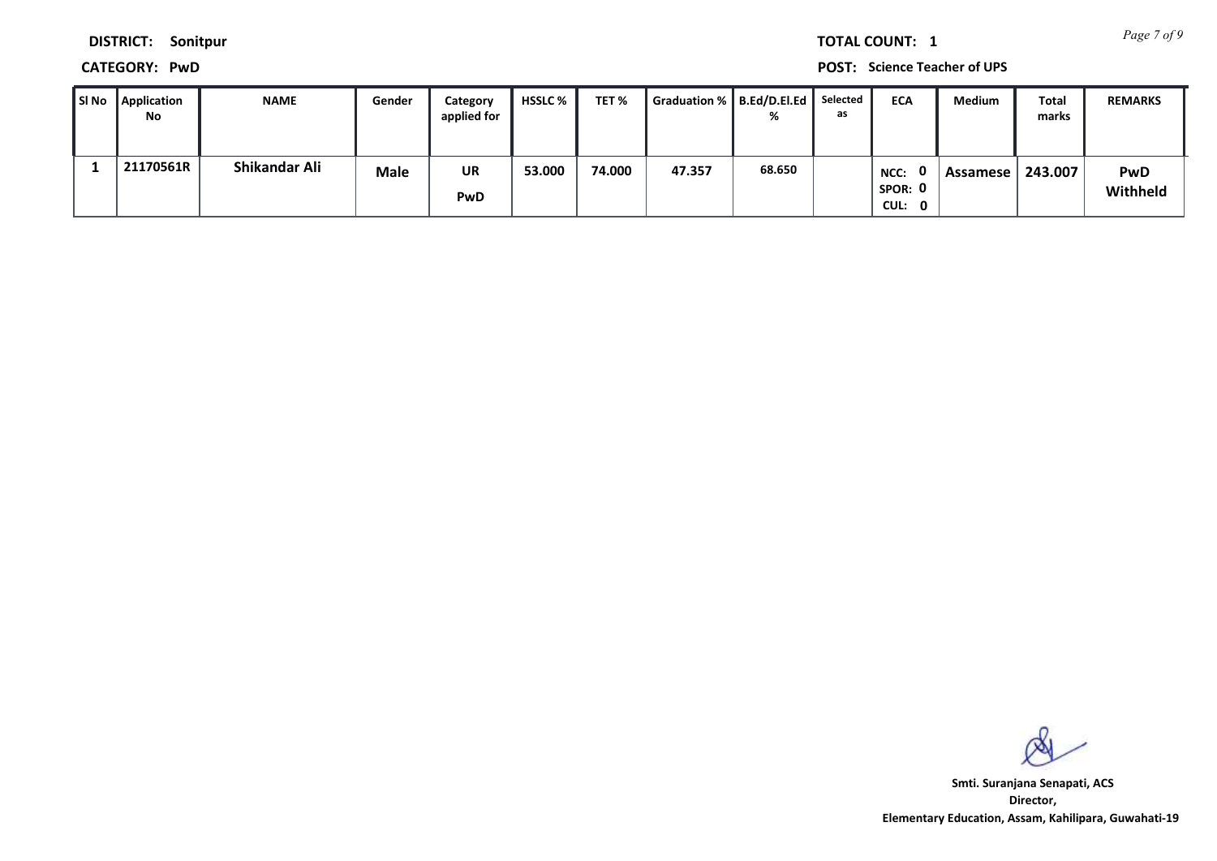**DISTRICT:** Sonitpur

**TOTAL COUNT:** 1

**CATEGORY:** PwD

**POST:** Science Teacher of UPS

| Sl No | Application No | NAME | Gender | Category applied for | HSSLC % | TET % | Graduation % | B.Ed/D.El.Ed % | Selected as | ECA | Medium | Total marks | REMARKS |
|---|---|---|---|---|---|---|---|---|---|---|---|---|---|
| 1 | 21170561R | Shikandar Ali | Male | UR PwD | 53.000 | 74.000 | 47.357 | 68.650 | | NCC: 0 SPOR: 0 CUL: 0 | Assamese | 243.007 | PwD Withheld |

**Smt. Suranjana Senapati, ACS**
**Director,**
**Elementary Education, Assam, Kahilipara, Guwahati-19**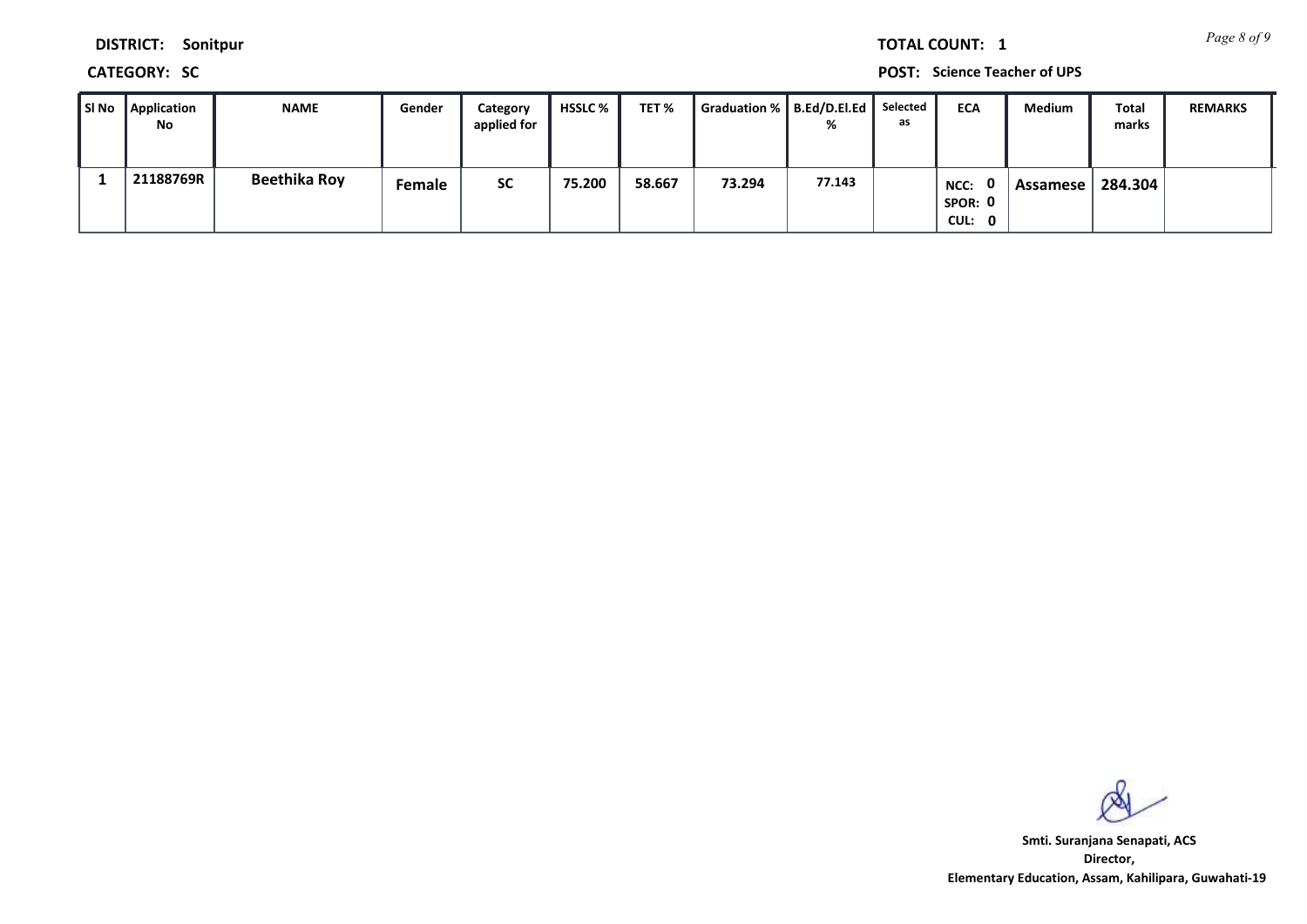**DISTRICT:** Sonitpur

**TOTAL COUNT:** 1

**CATEGORY:** SC

**POST:** Science Teacher of UPS

| Sl No | Application No | NAME | Gender | Category applied for | HSSLC % | TET % | Graduation % | B.Ed/D.El.Ed % | Selected as | ECA | Medium | Total marks | REMARKS |
|---|---|---|---|---|---|---|---|---|---|---|---|---|---|
| 1 | 21188769R | Beethika Roy | Female | SC | 75.200 | 58.667 | 73.294 | 77.143 | | NCC: 0 SPOR: 0 CUL: 0 | Assamese | 284.304 | |

**Smti. Suranjana Senapati, ACS**
**Director,**
**Elementary Education, Assam, Kahilipara, Guwahati-19**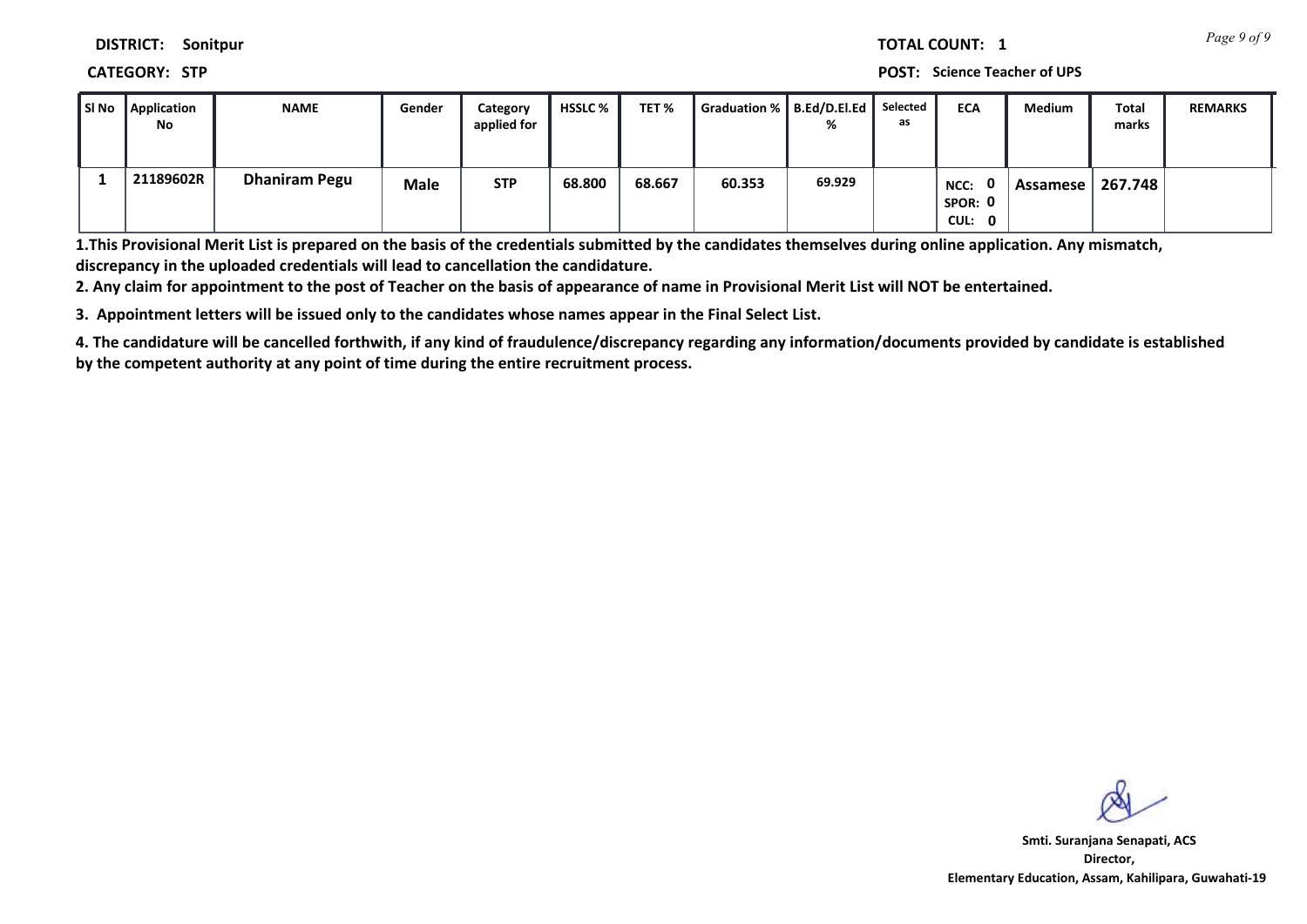**DISTRICT:** Sonitpur

**TOTAL COUNT:** 1

**CATEGORY:** STP

**POST:** Science Teacher of UPS

| Sl No | Application No | NAME | Gender | Category applied for | HSSLC % | TET % | Graduation % | B.Ed/D.El.Ed % | Selected as | ECA | Medium | Total marks | REMARKS |
|---|---|---|---|---|---|---|---|---|---|---|---|---|---|
| 1 | 21189602R | Dhaniram Pegu | Male | STP | 68.800 | 68.667 | 60.353 | 69.929 | | NCC: 0 SPOR: 0 CUL: 0 | Assamese | 267.748 | |

**1.This Provisional Merit List is prepared on the basis of the credentials submitted by the candidates themselves during online application. Any mismatch, discrepancy in the uploaded credentials will lead to cancellation the candidature.**

**2. Any claim for appointment to the post of Teacher on the basis of appearance of name in Provisional Merit List will NOT be entertained.**

**3. Appointment letters will be issued only to the candidates whose names appear in the Final Select List.**

**4. The candidature will be cancelled forthwith, if any kind of fraudulence/discrepancy regarding any information/documents provided by candidate is established by the competent authority at any point of time during the entire recruitment process.**

**Smti. Suranjana Senapati, ACS**
**Director,**
**Elementary Education, Assam, Kahilipara, Guwahati-19**